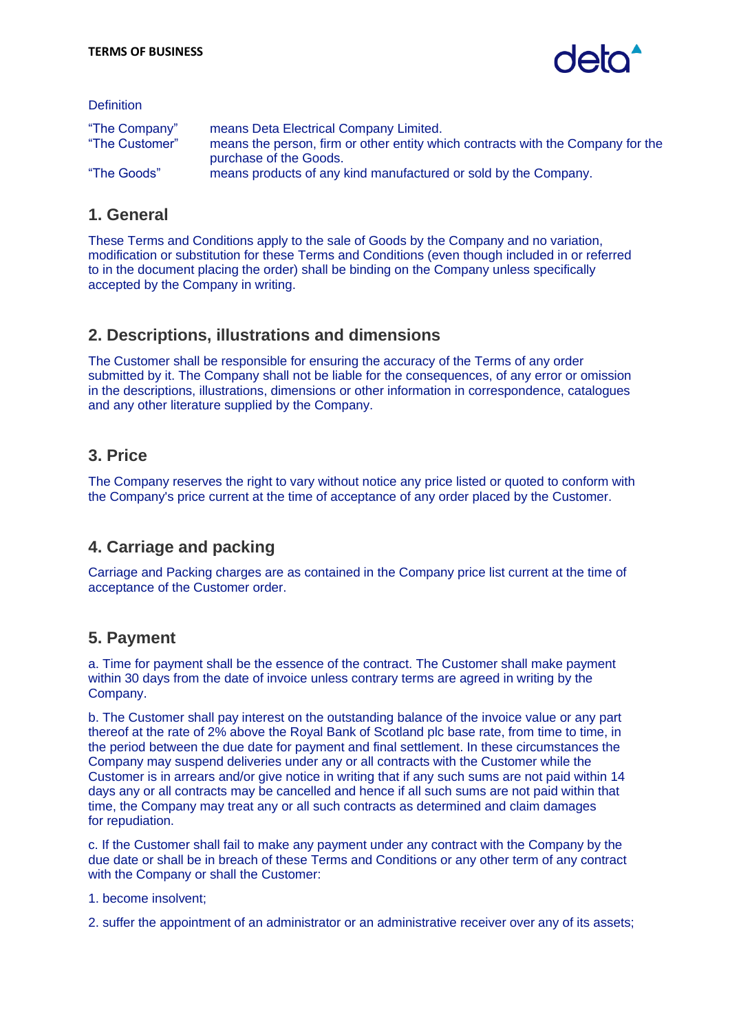**TERMS OF BUSINESS**

Definition

| | |
|---|---|
| "The Company" | means Deta Electrical Company Limited. |
| "The Customer" | means the person, firm or other entity which contracts with the Company for the purchase of the Goods. |
| "The Goods" | means products of any kind manufactured or sold by the Company. |

## 1. General

These Terms and Conditions apply to the sale of Goods by the Company and no variation, modification or substitution for these Terms and Conditions (even though included in or referred to in the document placing the order) shall be binding on the Company unless specifically accepted by the Company in writing.

## 2. Descriptions, illustrations and dimensions

The Customer shall be responsible for ensuring the accuracy of the Terms of any order submitted by it. The Company shall not be liable for the consequences, of any error or omission in the descriptions, illustrations, dimensions or other information in correspondence, catalogues and any other literature supplied by the Company.

## 3. Price

The Company reserves the right to vary without notice any price listed or quoted to conform with the Company's price current at the time of acceptance of any order placed by the Customer.

## 4. Carriage and packing

Carriage and Packing charges are as contained in the Company price list current at the time of acceptance of the Customer order.

## 5. Payment

a. Time for payment shall be the essence of the contract. The Customer shall make payment within 30 days from the date of invoice unless contrary terms are agreed in writing by the Company.

b. The Customer shall pay interest on the outstanding balance of the invoice value or any part thereof at the rate of 2% above the Royal Bank of Scotland plc base rate, from time to time, in the period between the due date for payment and final settlement. In these circumstances the Company may suspend deliveries under any or all contracts with the Customer while the Customer is in arrears and/or give notice in writing that if any such sums are not paid within 14 days any or all contracts may be cancelled and hence if all such sums are not paid within that time, the Company may treat any or all such contracts as determined and claim damages for repudiation.

c. If the Customer shall fail to make any payment under any contract with the Company by the due date or shall be in breach of these Terms and Conditions or any other term of any contract with the Company or shall the Customer:

1. become insolvent;

2. suffer the appointment of an administrator or an administrative receiver over any of its assets;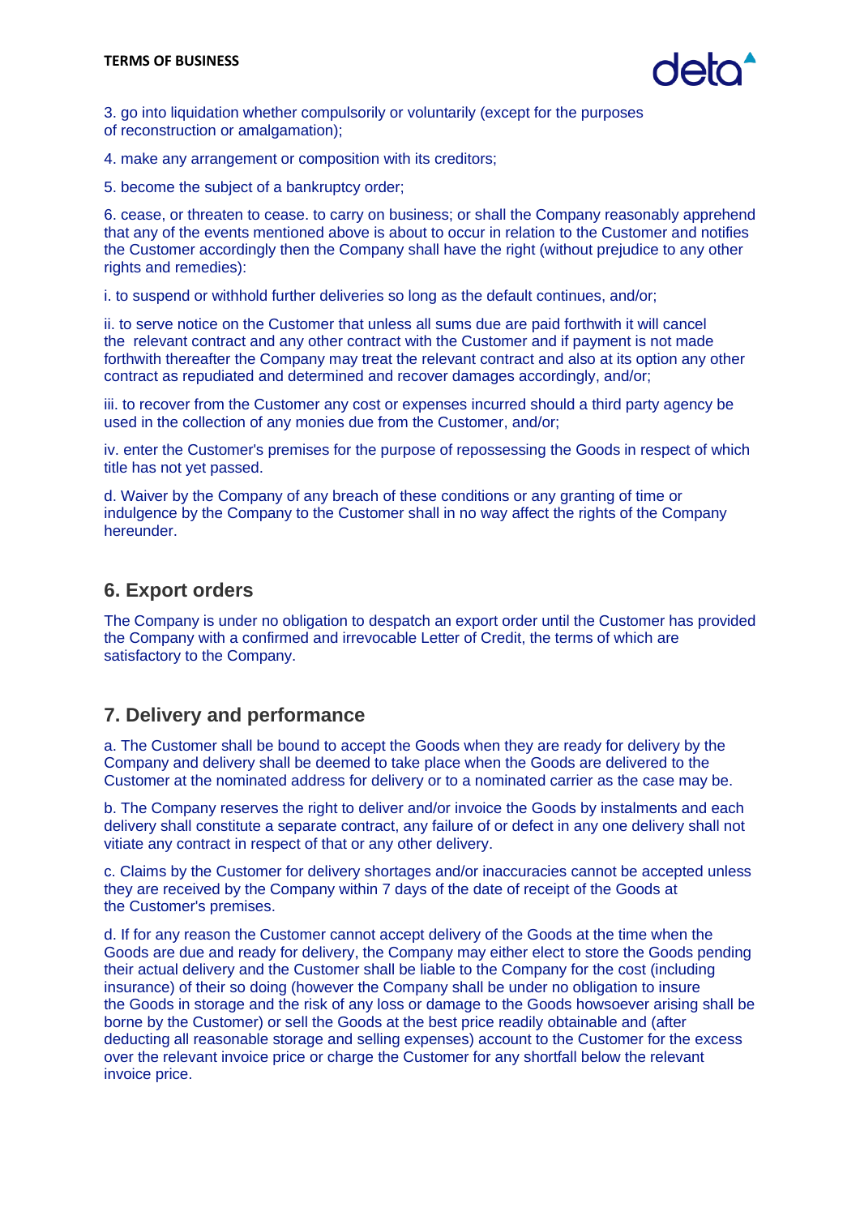3. go into liquidation whether compulsorily or voluntarily (except for the purposes of reconstruction or amalgamation);

4. make any arrangement or composition with its creditors;

5. become the subject of a bankruptcy order;

6. cease, or threaten to cease. to carry on business; or shall the Company reasonably apprehend that any of the events mentioned above is about to occur in relation to the Customer and notifies the Customer accordingly then the Company shall have the right (without prejudice to any other rights and remedies):

i. to suspend or withhold further deliveries so long as the default continues, and/or;

ii. to serve notice on the Customer that unless all sums due are paid forthwith it will cancel the relevant contract and any other contract with the Customer and if payment is not made forthwith thereafter the Company may treat the relevant contract and also at its option any other contract as repudiated and determined and recover damages accordingly, and/or;

iii. to recover from the Customer any cost or expenses incurred should a third party agency be used in the collection of any monies due from the Customer, and/or;

iv. enter the Customer's premises for the purpose of repossessing the Goods in respect of which title has not yet passed.

d. Waiver by the Company of any breach of these conditions or any granting of time or indulgence by the Company to the Customer shall in no way affect the rights of the Company hereunder.

## 6. Export orders

The Company is under no obligation to despatch an export order until the Customer has provided the Company with a confirmed and irrevocable Letter of Credit, the terms of which are satisfactory to the Company.

## 7. Delivery and performance

a. The Customer shall be bound to accept the Goods when they are ready for delivery by the Company and delivery shall be deemed to take place when the Goods are delivered to the Customer at the nominated address for delivery or to a nominated carrier as the case may be.

b. The Company reserves the right to deliver and/or invoice the Goods by instalments and each delivery shall constitute a separate contract, any failure of or defect in any one delivery shall not vitiate any contract in respect of that or any other delivery.

c. Claims by the Customer for delivery shortages and/or inaccuracies cannot be accepted unless they are received by the Company within 7 days of the date of receipt of the Goods at the Customer's premises.

d. If for any reason the Customer cannot accept delivery of the Goods at the time when the Goods are due and ready for delivery, the Company may either elect to store the Goods pending their actual delivery and the Customer shall be liable to the Company for the cost (including insurance) of their so doing (however the Company shall be under no obligation to insure the Goods in storage and the risk of any loss or damage to the Goods howsoever arising shall be borne by the Customer) or sell the Goods at the best price readily obtainable and (after deducting all reasonable storage and selling expenses) account to the Customer for the excess over the relevant invoice price or charge the Customer for any shortfall below the relevant invoice price.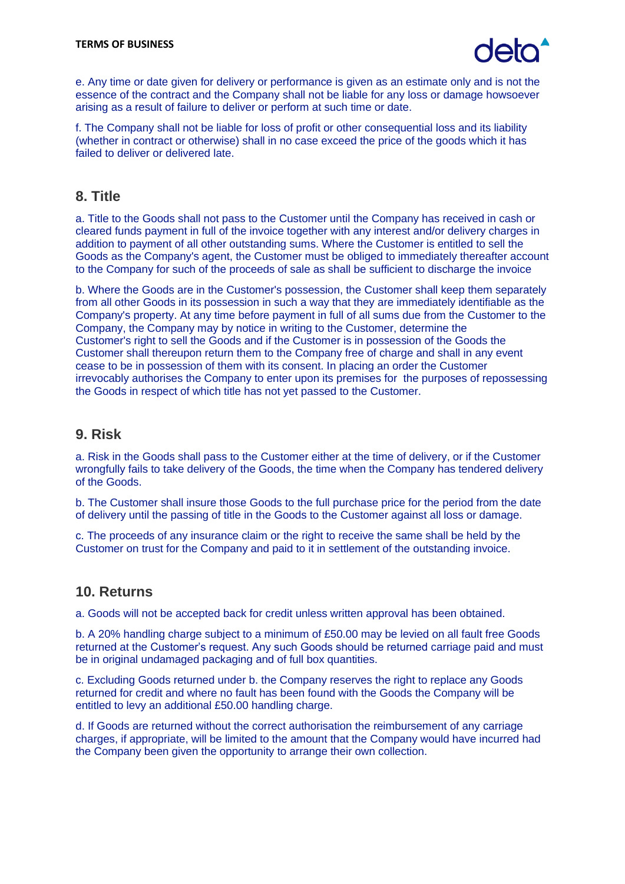e. Any time or date given for delivery or performance is given as an estimate only and is not the essence of the contract and the Company shall not be liable for any loss or damage howsoever arising as a result of failure to deliver or perform at such time or date.

f. The Company shall not be liable for loss of profit or other consequential loss and its liability (whether in contract or otherwise) shall in no case exceed the price of the goods which it has failed to deliver or delivered late.

## 8. Title

a. Title to the Goods shall not pass to the Customer until the Company has received in cash or cleared funds payment in full of the invoice together with any interest and/or delivery charges in addition to payment of all other outstanding sums. Where the Customer is entitled to sell the Goods as the Company's agent, the Customer must be obliged to immediately thereafter account to the Company for such of the proceeds of sale as shall be sufficient to discharge the invoice

b. Where the Goods are in the Customer's possession, the Customer shall keep them separately from all other Goods in its possession in such a way that they are immediately identifiable as the Company's property. At any time before payment in full of all sums due from the Customer to the Company, the Company may by notice in writing to the Customer, determine the Customer's right to sell the Goods and if the Customer is in possession of the Goods the Customer shall thereupon return them to the Company free of charge and shall in any event cease to be in possession of them with its consent. In placing an order the Customer irrevocably authorises the Company to enter upon its premises for the purposes of repossessing the Goods in respect of which title has not yet passed to the Customer.

## 9. Risk

a. Risk in the Goods shall pass to the Customer either at the time of delivery, or if the Customer wrongfully fails to take delivery of the Goods, the time when the Company has tendered delivery of the Goods.

b. The Customer shall insure those Goods to the full purchase price for the period from the date of delivery until the passing of title in the Goods to the Customer against all loss or damage.

c. The proceeds of any insurance claim or the right to receive the same shall be held by the Customer on trust for the Company and paid to it in settlement of the outstanding invoice.

## 10. Returns

a. Goods will not be accepted back for credit unless written approval has been obtained.

b. A 20% handling charge subject to a minimum of £50.00 may be levied on all fault free Goods returned at the Customer's request. Any such Goods should be returned carriage paid and must be in original undamaged packaging and of full box quantities.

c. Excluding Goods returned under b. the Company reserves the right to replace any Goods returned for credit and where no fault has been found with the Goods the Company will be entitled to levy an additional £50.00 handling charge.

d. If Goods are returned without the correct authorisation the reimbursement of any carriage charges, if appropriate, will be limited to the amount that the Company would have incurred had the Company been given the opportunity to arrange their own collection.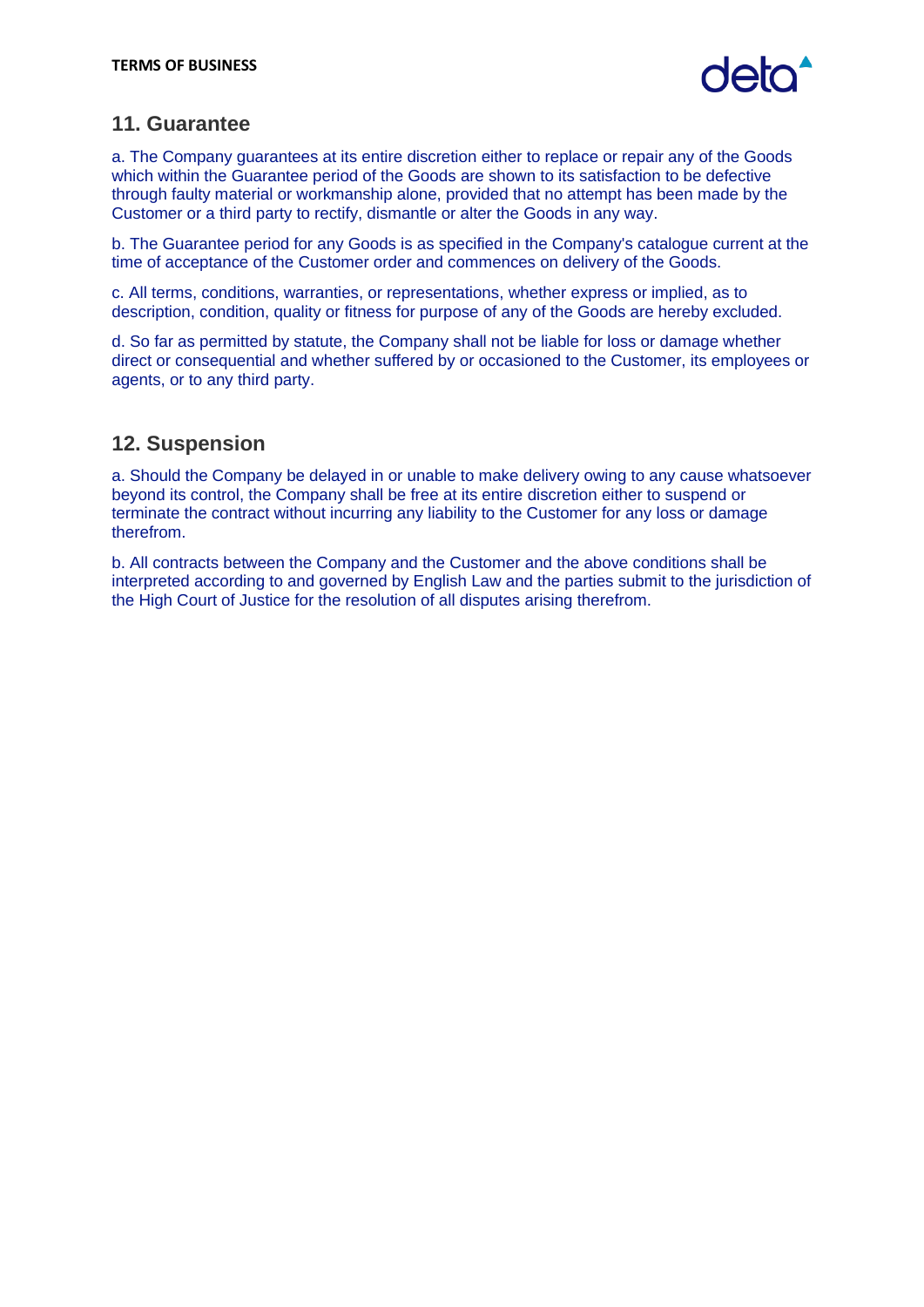## 11. Guarantee

a. The Company guarantees at its entire discretion either to replace or repair any of the Goods which within the Guarantee period of the Goods are shown to its satisfaction to be defective through faulty material or workmanship alone, provided that no attempt has been made by the Customer or a third party to rectify, dismantle or alter the Goods in any way.

b. The Guarantee period for any Goods is as specified in the Company's catalogue current at the time of acceptance of the Customer order and commences on delivery of the Goods.

c. All terms, conditions, warranties, or representations, whether express or implied, as to description, condition, quality or fitness for purpose of any of the Goods are hereby excluded.

d. So far as permitted by statute, the Company shall not be liable for loss or damage whether direct or consequential and whether suffered by or occasioned to the Customer, its employees or agents, or to any third party.

## 12. Suspension

a. Should the Company be delayed in or unable to make delivery owing to any cause whatsoever beyond its control, the Company shall be free at its entire discretion either to suspend or terminate the contract without incurring any liability to the Customer for any loss or damage therefrom.

b. All contracts between the Company and the Customer and the above conditions shall be interpreted according to and governed by English Law and the parties submit to the jurisdiction of the High Court of Justice for the resolution of all disputes arising therefrom.